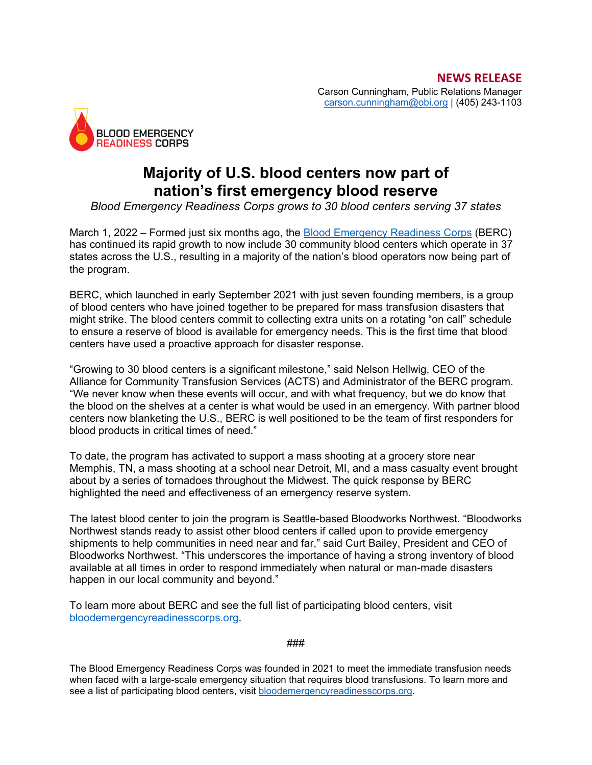**NEWS RELEASE**

Carson Cunningham, Public Relations Manager
carson.cunningham@obi.org | (405) 243-1103

BLOOD EMERGENCY READINESS CORPS

# Majority of U.S. blood centers now part of nation's first emergency blood reserve

*Blood Emergency Readiness Corps grows to 30 blood centers serving 37 states*

March 1, 2022 – Formed just six months ago, the Blood Emergency Readiness Corps (BERC) has continued its rapid growth to now include 30 community blood centers which operate in 37 states across the U.S., resulting in a majority of the nation's blood operators now being part of the program.

BERC, which launched in early September 2021 with just seven founding members, is a group of blood centers who have joined together to be prepared for mass transfusion disasters that might strike. The blood centers commit to collecting extra units on a rotating "on call" schedule to ensure a reserve of blood is available for emergency needs. This is the first time that blood centers have used a proactive approach for disaster response.

"Growing to 30 blood centers is a significant milestone," said Nelson Hellwig, CEO of the Alliance for Community Transfusion Services (ACTS) and Administrator of the BERC program. "We never know when these events will occur, and with what frequency, but we do know that the blood on the shelves at a center is what would be used in an emergency. With partner blood centers now blanketing the U.S., BERC is well positioned to be the team of first responders for blood products in critical times of need."

To date, the program has activated to support a mass shooting at a grocery store near Memphis, TN, a mass shooting at a school near Detroit, MI, and a mass casualty event brought about by a series of tornadoes throughout the Midwest. The quick response by BERC highlighted the need and effectiveness of an emergency reserve system.

The latest blood center to join the program is Seattle-based Bloodworks Northwest. "Bloodworks Northwest stands ready to assist other blood centers if called upon to provide emergency shipments to help communities in need near and far," said Curt Bailey, President and CEO of Bloodworks Northwest. "This underscores the importance of having a strong inventory of blood available at all times in order to respond immediately when natural or man-made disasters happen in our local community and beyond."

To learn more about BERC and see the full list of participating blood centers, visit bloodemergencyreadinesscorps.org.

###

The Blood Emergency Readiness Corps was founded in 2021 to meet the immediate transfusion needs when faced with a large-scale emergency situation that requires blood transfusions. To learn more and see a list of participating blood centers, visit bloodemergencyreadinesscorps.org.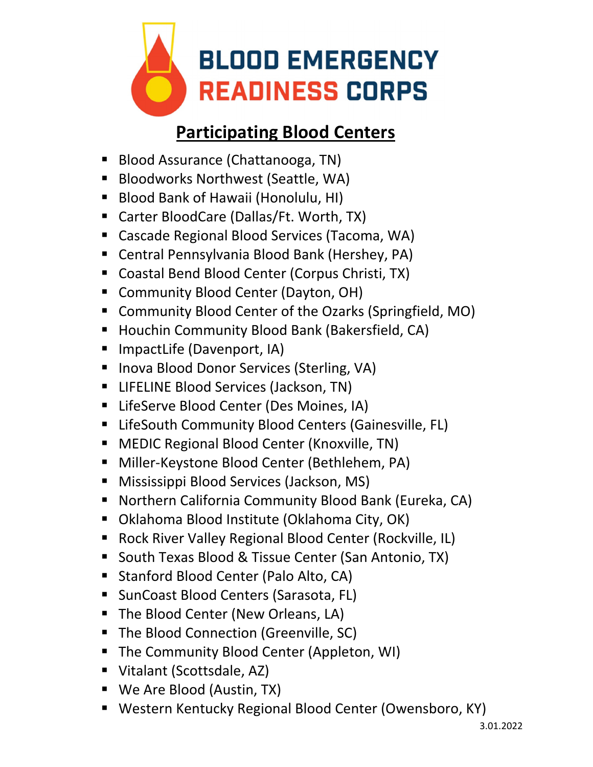# BLOOD EMERGENCY READINESS CORPS

## Participating Blood Centers

- Blood Assurance (Chattanooga, TN)
- Bloodworks Northwest (Seattle, WA)
- Blood Bank of Hawaii (Honolulu, HI)
- Carter BloodCare (Dallas/Ft. Worth, TX)
- Cascade Regional Blood Services (Tacoma, WA)
- Central Pennsylvania Blood Bank (Hershey, PA)
- Coastal Bend Blood Center (Corpus Christi, TX)
- Community Blood Center (Dayton, OH)
- Community Blood Center of the Ozarks (Springfield, MO)
- Houchin Community Blood Bank (Bakersfield, CA)
- ImpactLife (Davenport, IA)
- Inova Blood Donor Services (Sterling, VA)
- LIFELINE Blood Services (Jackson, TN)
- LifeServe Blood Center (Des Moines, IA)
- LifeSouth Community Blood Centers (Gainesville, FL)
- MEDIC Regional Blood Center (Knoxville, TN)
- Miller-Keystone Blood Center (Bethlehem, PA)
- Mississippi Blood Services (Jackson, MS)
- Northern California Community Blood Bank (Eureka, CA)
- Oklahoma Blood Institute (Oklahoma City, OK)
- Rock River Valley Regional Blood Center (Rockville, IL)
- South Texas Blood & Tissue Center (San Antonio, TX)
- Stanford Blood Center (Palo Alto, CA)
- SunCoast Blood Centers (Sarasota, FL)
- The Blood Center (New Orleans, LA)
- The Blood Connection (Greenville, SC)
- The Community Blood Center (Appleton, WI)
- Vitalant (Scottsdale, AZ)
- We Are Blood (Austin, TX)
- Western Kentucky Regional Blood Center (Owensboro, KY)

3.01.2022